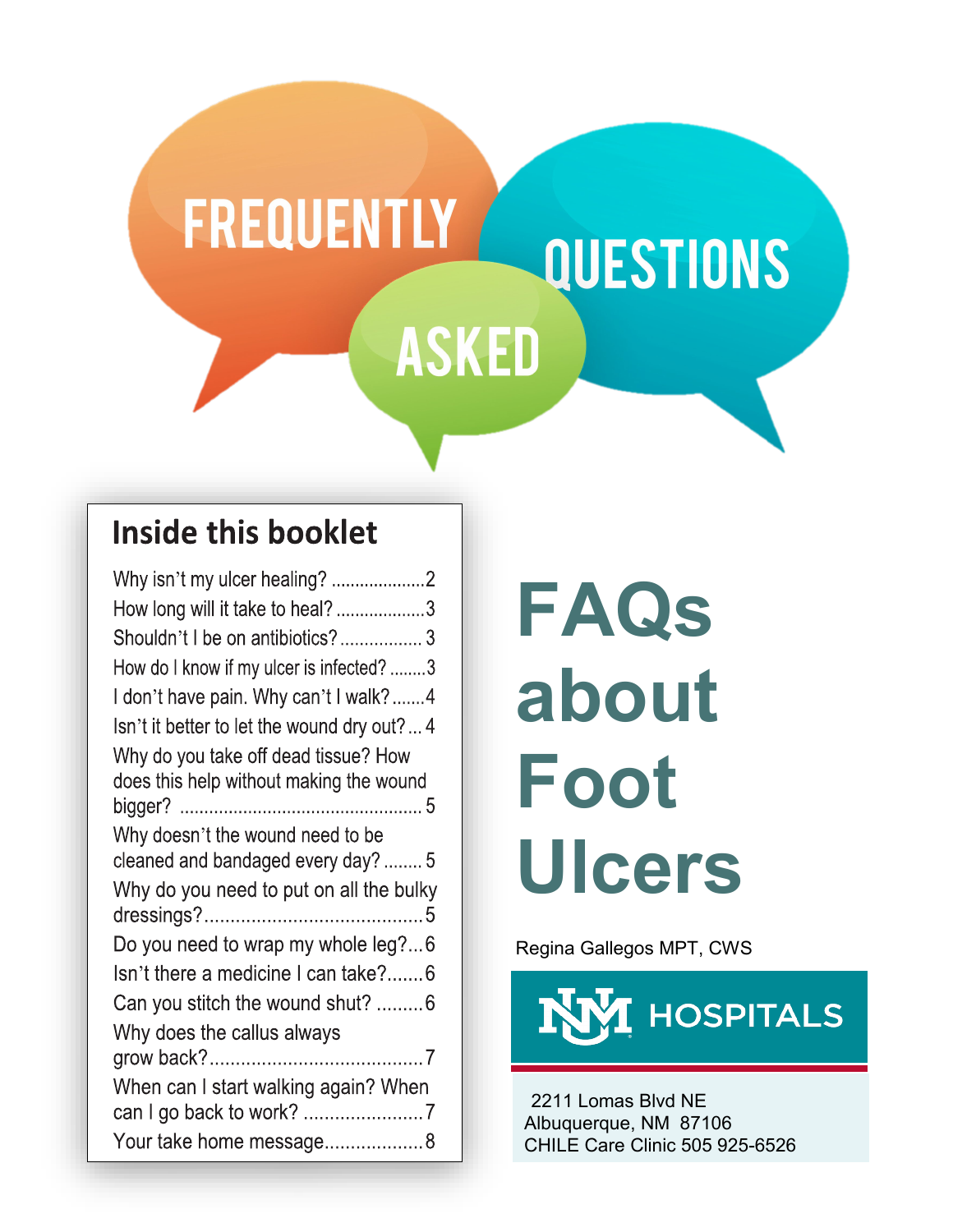FREQUENTLY ASKED QUESTIONS

# FAQs about Foot Ulcers

Regina Gallegos MPT, CWS

UNM HOSPITALS

2211 Lomas Blvd NE
Albuquerque, NM 87106
CHILE Care Clinic 505 925-6526

## Inside this booklet

- Why isn't my ulcer healing? .................... 2
- How long will it take to heal? .................. 3
- Shouldn't I be on antibiotics? ................. 3
- How do I know if my ulcer is infected? ........ 3
- I don't have pain. Why can't I walk? ....... 4
- Isn't it better to let the wound dry out? ... 4
- Why do you take off dead tissue? How does this help without making the wound bigger? ................................................ 5
- Why doesn't the wound need to be cleaned and bandaged every day? ........ 5
- Why do you need to put on all the bulky dressings? .......................................... 5
- Do you need to wrap my whole leg? ... 6
- Isn't there a medicine I can take? ....... 6
- Can you stitch the wound shut? ......... 6
- Why does the callus always grow back? ......................................... 7
- When can I start walking again? When can I go back to work? ....................... 7
- Your take home message ................... 8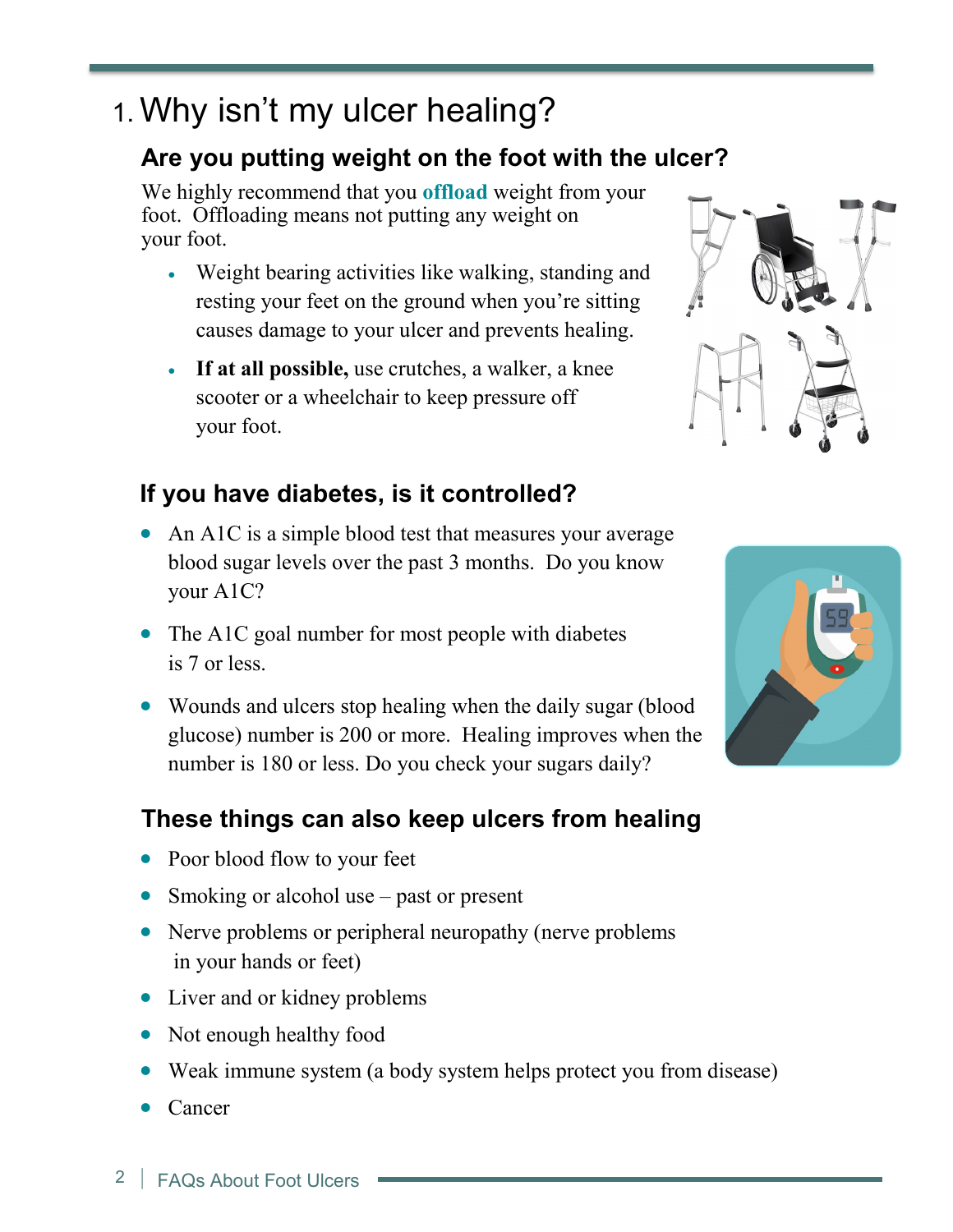# 1. Why isn't my ulcer healing?

## Are you putting weight on the foot with the ulcer?

We highly recommend that you **offload** weight from your foot. Offloading means not putting any weight on your foot.

- Weight bearing activities like walking, standing and resting your feet on the ground when you're sitting causes damage to your ulcer and prevents healing.
- **If at all possible,** use crutches, a walker, a knee scooter or a wheelchair to keep pressure off your foot.

## If you have diabetes, is it controlled?

- An A1C is a simple blood test that measures your average blood sugar levels over the past 3 months. Do you know your A1C?
- The A1C goal number for most people with diabetes is 7 or less.
- Wounds and ulcers stop healing when the daily sugar (blood glucose) number is 200 or more. Healing improves when the number is 180 or less. Do you check your sugars daily?

## These things can also keep ulcers from healing

- Poor blood flow to your feet
- Smoking or alcohol use – past or present
- Nerve problems or peripheral neuropathy (nerve problems in your hands or feet)
- Liver and or kidney problems
- Not enough healthy food
- Weak immune system (a body system helps protect you from disease)
- Cancer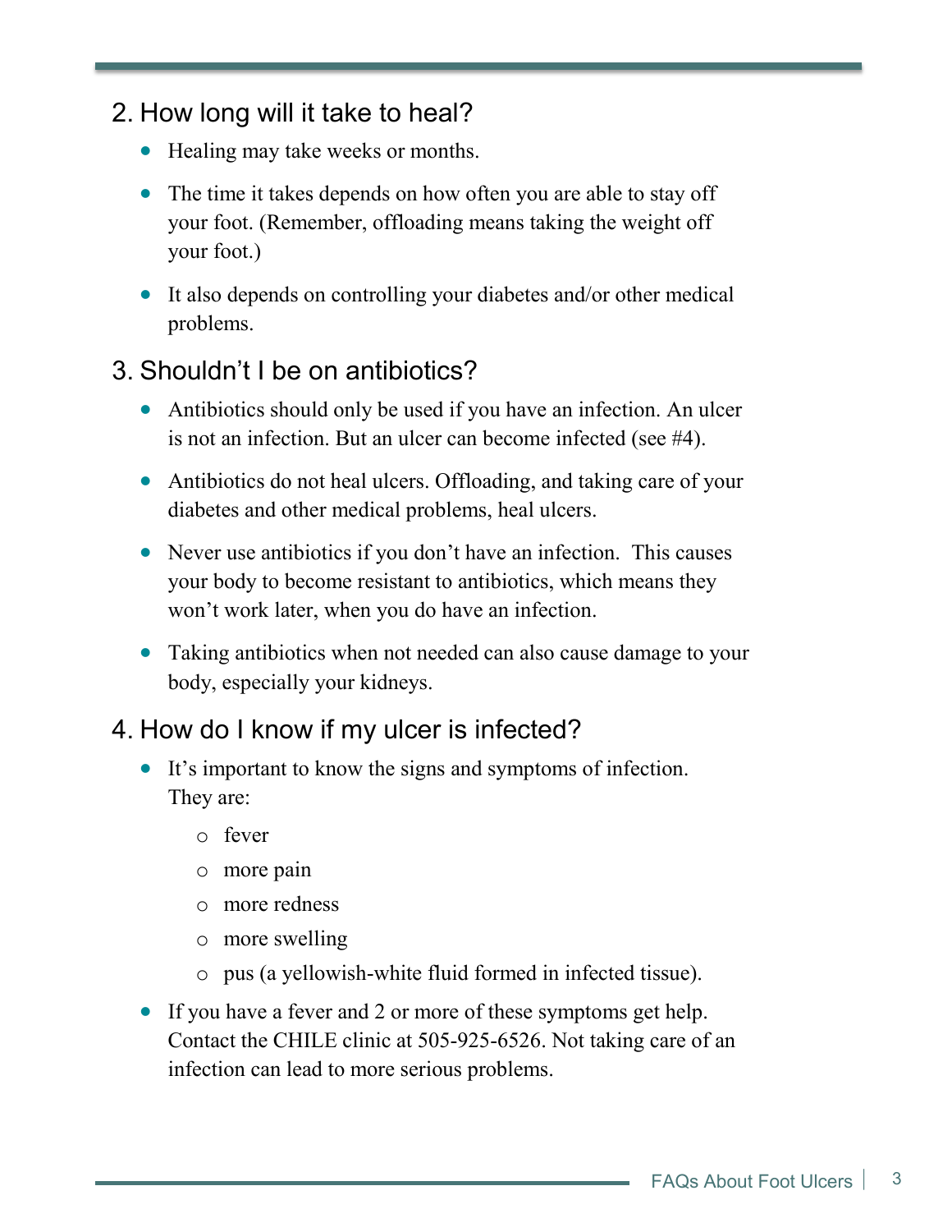## 2. How long will it take to heal?

- Healing may take weeks or months.
- The time it takes depends on how often you are able to stay off your foot. (Remember, offloading means taking the weight off your foot.)
- It also depends on controlling your diabetes and/or other medical problems.

## 3. Shouldn't I be on antibiotics?

- Antibiotics should only be used if you have an infection. An ulcer is not an infection. But an ulcer can become infected (see #4).
- Antibiotics do not heal ulcers. Offloading, and taking care of your diabetes and other medical problems, heal ulcers.
- Never use antibiotics if you don't have an infection. This causes your body to become resistant to antibiotics, which means they won't work later, when you do have an infection.
- Taking antibiotics when not needed can also cause damage to your body, especially your kidneys.

## 4. How do I know if my ulcer is infected?

- It's important to know the signs and symptoms of infection. They are:
  - fever
  - more pain
  - more redness
  - more swelling
  - pus (a yellowish-white fluid formed in infected tissue).
- If you have a fever and 2 or more of these symptoms get help. Contact the CHILE clinic at 505-925-6526. Not taking care of an infection can lead to more serious problems.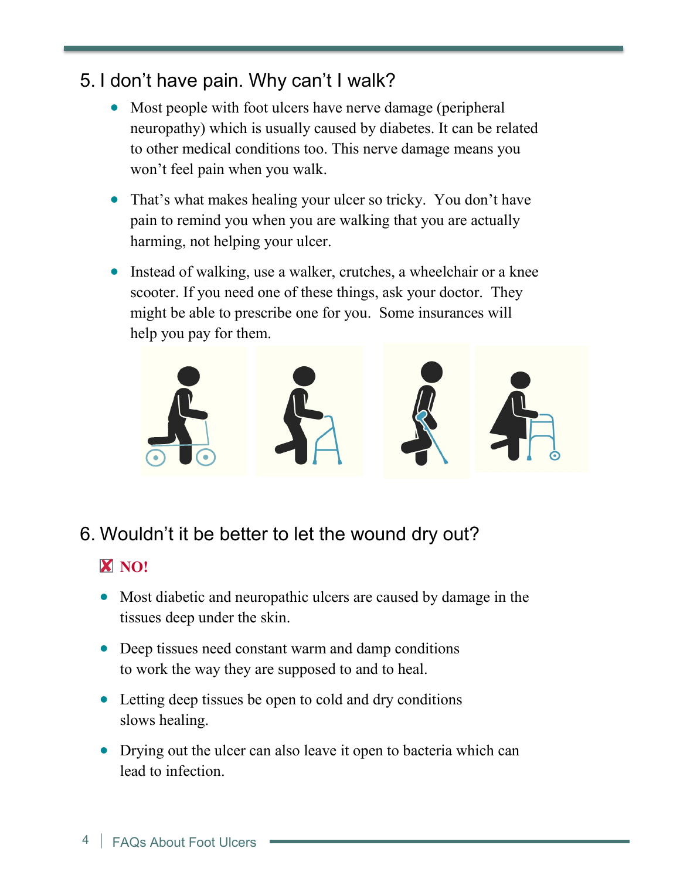## 5. I don't have pain. Why can't I walk?

- Most people with foot ulcers have nerve damage (peripheral neuropathy) which is usually caused by diabetes. It can be related to other medical conditions too. This nerve damage means you won't feel pain when you walk.
- That's what makes healing your ulcer so tricky. You don't have pain to remind you when you are walking that you are actually harming, not helping your ulcer.
- Instead of walking, use a walker, crutches, a wheelchair or a knee scooter. If you need one of these things, ask your doctor. They might be able to prescribe one for you. Some insurances will help you pay for them.

## 6. Wouldn't it be better to let the wound dry out?

☒ **NO!**

- Most diabetic and neuropathic ulcers are caused by damage in the tissues deep under the skin.
- Deep tissues need constant warm and damp conditions to work the way they are supposed to and to heal.
- Letting deep tissues be open to cold and dry conditions slows healing.
- Drying out the ulcer can also leave it open to bacteria which can lead to infection.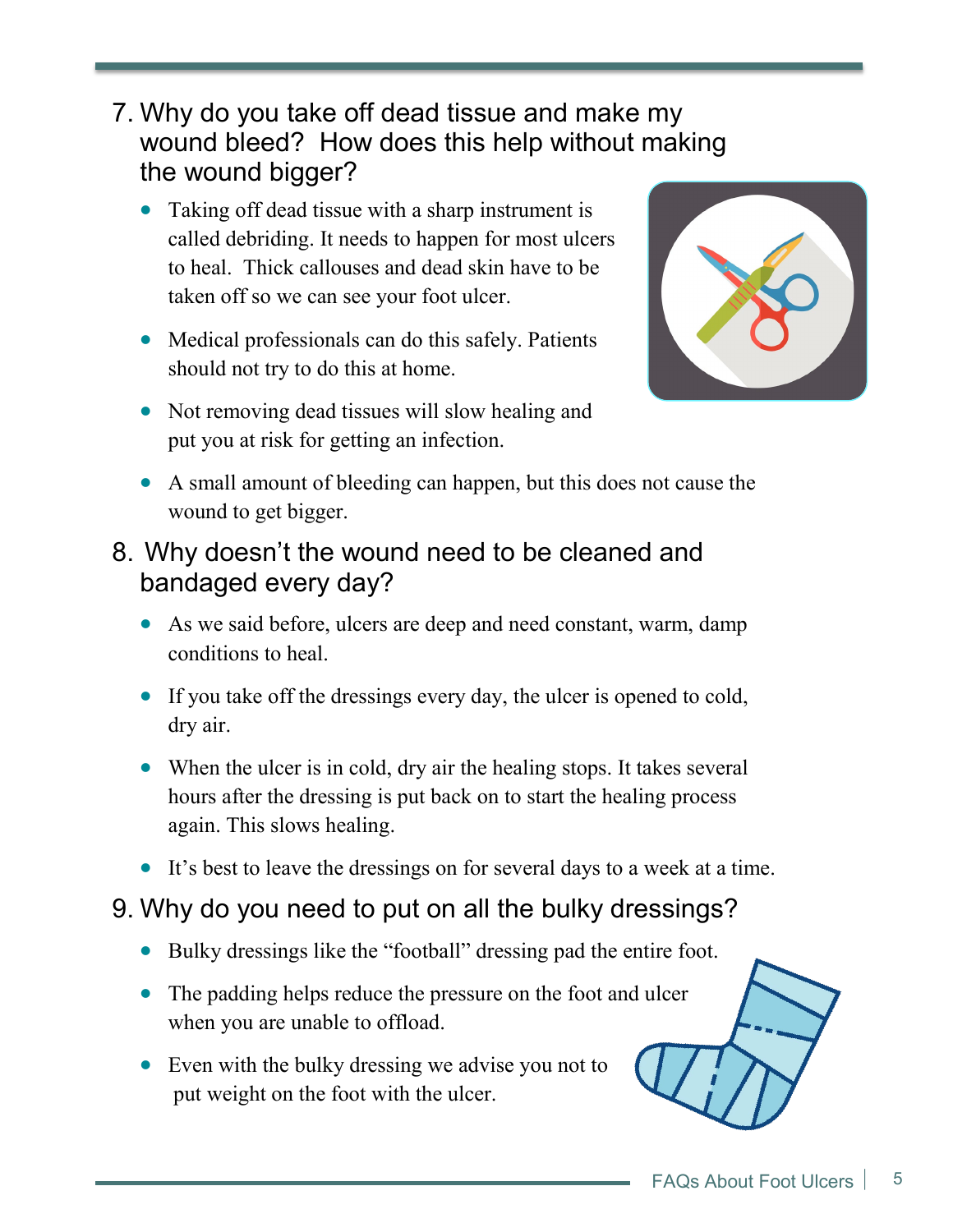## 7. Why do you take off dead tissue and make my wound bleed? How does this help without making the wound bigger?

- Taking off dead tissue with a sharp instrument is called debriding. It needs to happen for most ulcers to heal. Thick callouses and dead skin have to be taken off so we can see your foot ulcer.
- Medical professionals can do this safely. Patients should not try to do this at home.
- Not removing dead tissues will slow healing and put you at risk for getting an infection.
- A small amount of bleeding can happen, but this does not cause the wound to get bigger.

## 8. Why doesn't the wound need to be cleaned and bandaged every day?

- As we said before, ulcers are deep and need constant, warm, damp conditions to heal.
- If you take off the dressings every day, the ulcer is opened to cold, dry air.
- When the ulcer is in cold, dry air the healing stops. It takes several hours after the dressing is put back on to start the healing process again. This slows healing.
- It's best to leave the dressings on for several days to a week at a time.

## 9. Why do you need to put on all the bulky dressings?

- Bulky dressings like the "football" dressing pad the entire foot.
- The padding helps reduce the pressure on the foot and ulcer when you are unable to offload.
- Even with the bulky dressing we advise you not to put weight on the foot with the ulcer.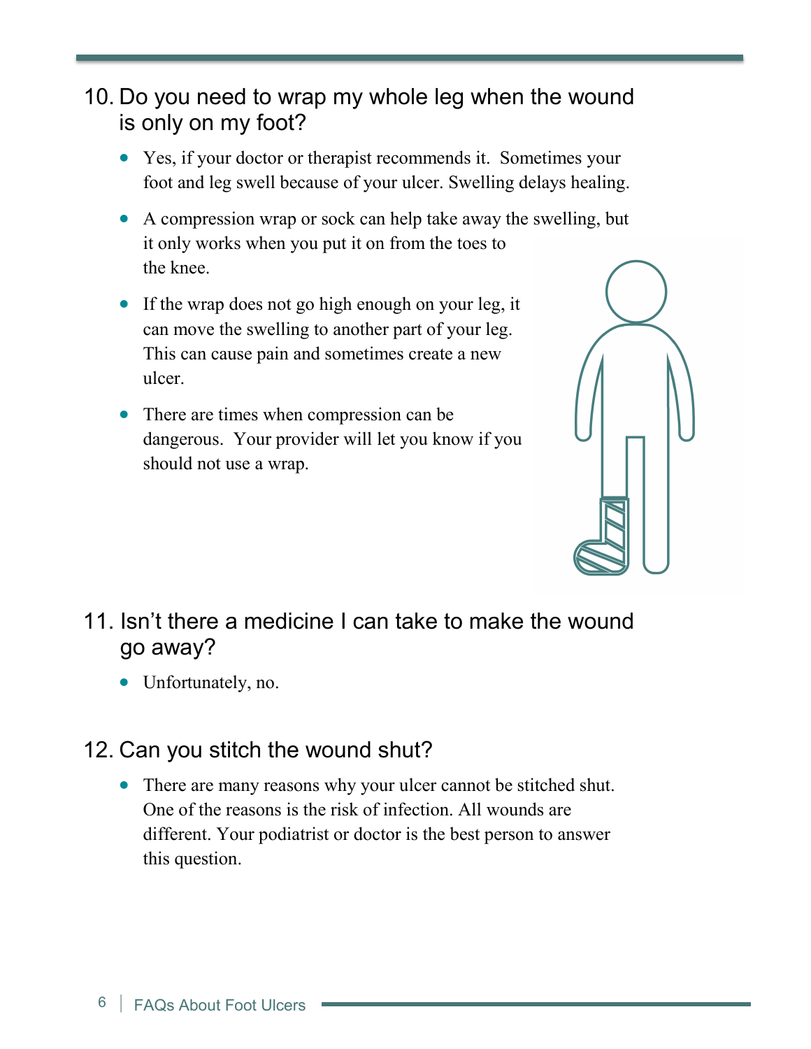## 10. Do you need to wrap my whole leg when the wound is only on my foot?

- Yes, if your doctor or therapist recommends it. Sometimes your foot and leg swell because of your ulcer. Swelling delays healing.
- A compression wrap or sock can help take away the swelling, but it only works when you put it on from the toes to the knee.
- If the wrap does not go high enough on your leg, it can move the swelling to another part of your leg. This can cause pain and sometimes create a new ulcer.
- There are times when compression can be dangerous. Your provider will let you know if you should not use a wrap.

## 11. Isn't there a medicine I can take to make the wound go away?

- Unfortunately, no.

## 12. Can you stitch the wound shut?

- There are many reasons why your ulcer cannot be stitched shut. One of the reasons is the risk of infection. All wounds are different. Your podiatrist or doctor is the best person to answer this question.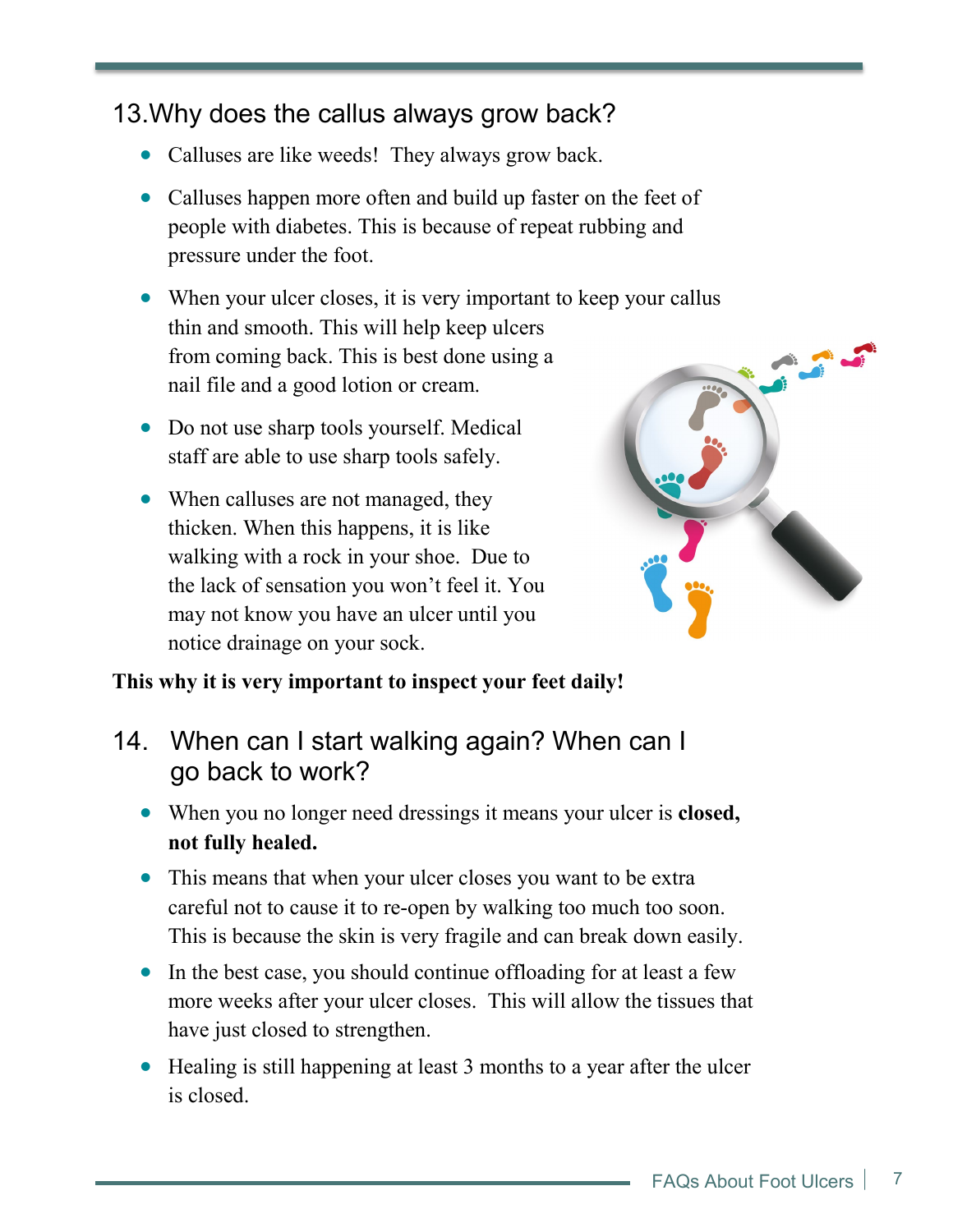## 13.Why does the callus always grow back?

- Calluses are like weeds! They always grow back.
- Calluses happen more often and build up faster on the feet of people with diabetes. This is because of repeat rubbing and pressure under the foot.
- When your ulcer closes, it is very important to keep your callus thin and smooth. This will help keep ulcers from coming back. This is best done using a nail file and a good lotion or cream.
- Do not use sharp tools yourself. Medical staff are able to use sharp tools safely.
- When calluses are not managed, they thicken. When this happens, it is like walking with a rock in your shoe. Due to the lack of sensation you won't feel it. You may not know you have an ulcer until you notice drainage on your sock.

**This why it is very important to inspect your feet daily!**

## 14. When can I start walking again? When can I go back to work?

- When you no longer need dressings it means your ulcer is **closed, not fully healed.**
- This means that when your ulcer closes you want to be extra careful not to cause it to re-open by walking too much too soon. This is because the skin is very fragile and can break down easily.
- In the best case, you should continue offloading for at least a few more weeks after your ulcer closes. This will allow the tissues that have just closed to strengthen.
- Healing is still happening at least 3 months to a year after the ulcer is closed.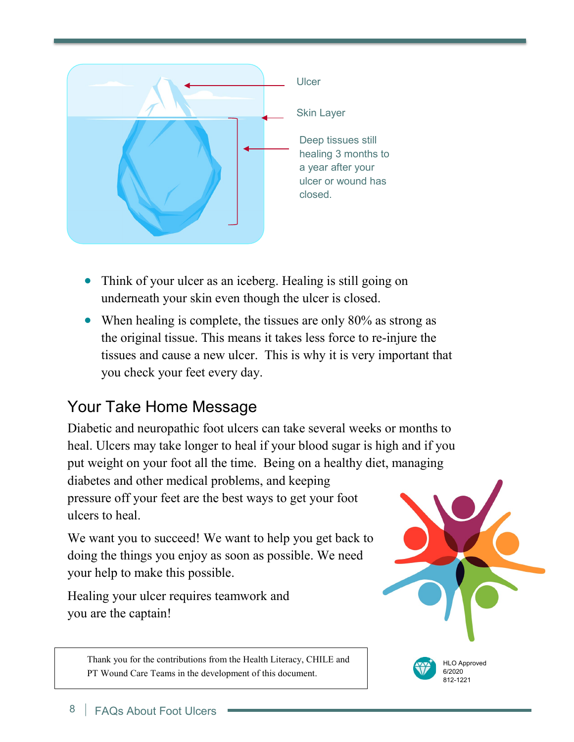Ulcer

Skin Layer

Deep tissues still healing 3 months to a year after your ulcer or wound has closed.

- Think of your ulcer as an iceberg. Healing is still going on underneath your skin even though the ulcer is closed.
- When healing is complete, the tissues are only 80% as strong as the original tissue. This means it takes less force to re-injure the tissues and cause a new ulcer. This is why it is very important that you check your feet every day.

## Your Take Home Message

Diabetic and neuropathic foot ulcers can take several weeks or months to heal. Ulcers may take longer to heal if your blood sugar is high and if you put weight on your foot all the time. Being on a healthy diet, managing diabetes and other medical problems, and keeping pressure off your feet are the best ways to get your foot ulcers to heal.

We want you to succeed! We want to help you get back to doing the things you enjoy as soon as possible. We need your help to make this possible.

Healing your ulcer requires teamwork and you are the captain!

Thank you for the contributions from the Health Literacy, CHILE and PT Wound Care Teams in the development of this document.

HLO Approved
6/2020
812-1221